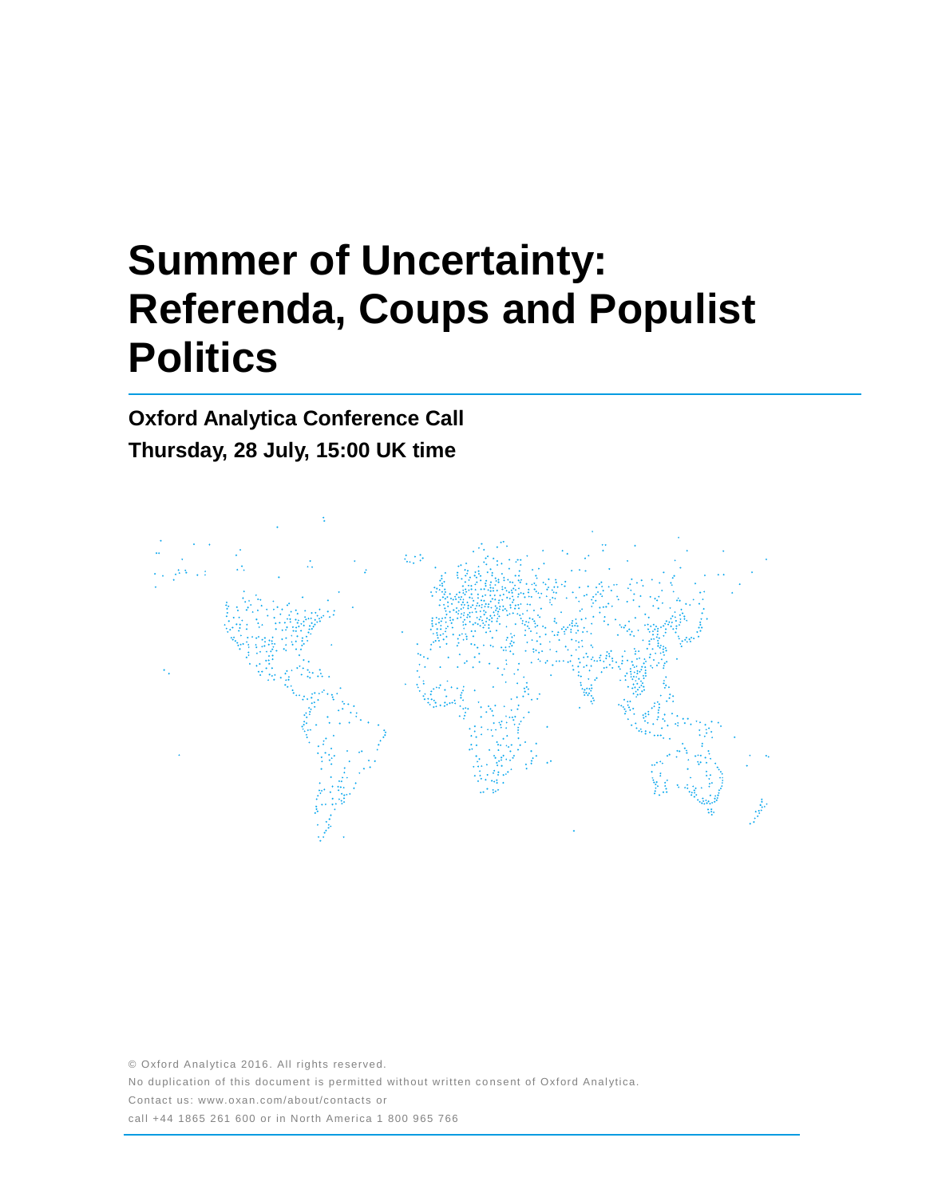# Summer of Uncertainty: Referenda, Coups and Populist Politics

**Oxford Analytica Conference Call**

**Thursday, 28 July, 15:00 UK time**

© Oxford Analytica 2016. All rights reserved.

No duplication of this document is permitted without written consent of Oxford Analytica.

Contact us: www.oxan.com/about/contacts or

call +44 1865 261 600 or in North America 1 800 965 766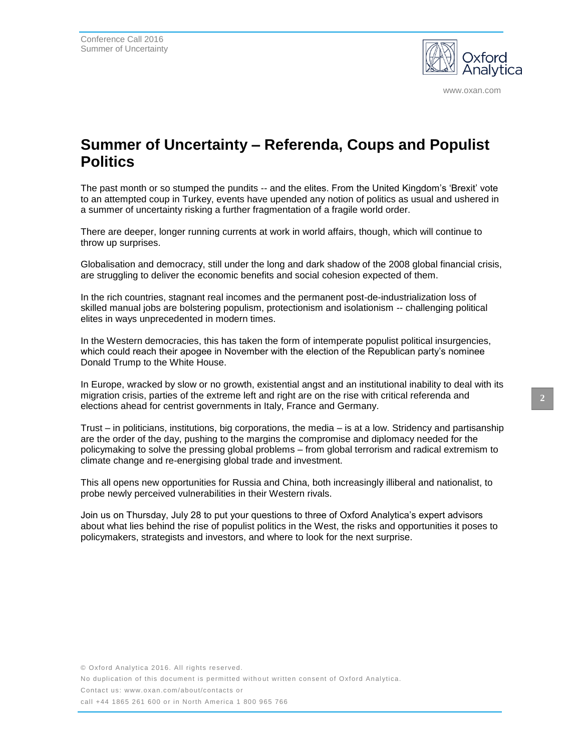# Summer of Uncertainty – Referenda, Coups and Populist Politics

The past month or so stumped the pundits -- and the elites. From the United Kingdom's 'Brexit' vote to an attempted coup in Turkey, events have upended any notion of politics as usual and ushered in a summer of uncertainty risking a further fragmentation of a fragile world order.

There are deeper, longer running currents at work in world affairs, though, which will continue to throw up surprises.

Globalisation and democracy, still under the long and dark shadow of the 2008 global financial crisis, are struggling to deliver the economic benefits and social cohesion expected of them.

In the rich countries, stagnant real incomes and the permanent post-de-industrialization loss of skilled manual jobs are bolstering populism, protectionism and isolationism -- challenging political elites in ways unprecedented in modern times.

In the Western democracies, this has taken the form of intemperate populist political insurgencies, which could reach their apogee in November with the election of the Republican party's nominee Donald Trump to the White House.

In Europe, wracked by slow or no growth, existential angst and an institutional inability to deal with its migration crisis, parties of the extreme left and right are on the rise with critical referenda and elections ahead for centrist governments in Italy, France and Germany.

Trust – in politicians, institutions, big corporations, the media – is at a low. Stridency and partisanship are the order of the day, pushing to the margins the compromise and diplomacy needed for the policymaking to solve the pressing global problems – from global terrorism and radical extremism to climate change and re-energising global trade and investment.

This all opens new opportunities for Russia and China, both increasingly illiberal and nationalist, to probe newly perceived vulnerabilities in their Western rivals.

Join us on Thursday, July 28 to put your questions to three of Oxford Analytica's expert advisors about what lies behind the rise of populist politics in the West, the risks and opportunities it poses to policymakers, strategists and investors, and where to look for the next surprise.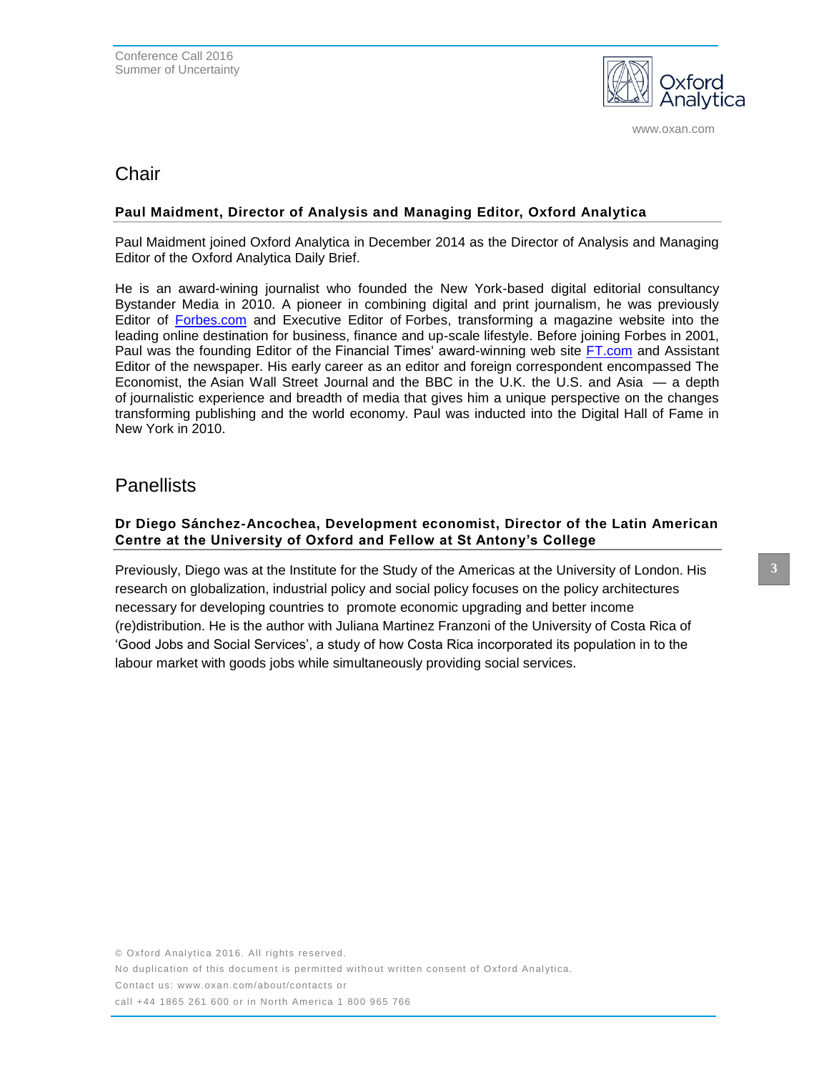## Chair

**Paul Maidment, Director of Analysis and Managing Editor, Oxford Analytica**

Paul Maidment joined Oxford Analytica in December 2014 as the Director of Analysis and Managing Editor of the Oxford Analytica Daily Brief.

He is an award-wining journalist who founded the New York-based digital editorial consultancy Bystander Media in 2010. A pioneer in combining digital and print journalism, he was previously Editor of Forbes.com and Executive Editor of Forbes, transforming a magazine website into the leading online destination for business, finance and up-scale lifestyle. Before joining Forbes in 2001, Paul was the founding Editor of the Financial Times' award-winning web site FT.com and Assistant Editor of the newspaper. His early career as an editor and foreign correspondent encompassed The Economist, the Asian Wall Street Journal and the BBC in the U.K. the U.S. and Asia — a depth of journalistic experience and breadth of media that gives him a unique perspective on the changes transforming publishing and the world economy. Paul was inducted into the Digital Hall of Fame in New York in 2010.

## Panellists

**Dr Diego Sánchez-Ancochea, Development economist, Director of the Latin American Centre at the University of Oxford and Fellow at St Antony's College**

Previously, Diego was at the Institute for the Study of the Americas at the University of London. His research on globalization, industrial policy and social policy focuses on the policy architectures necessary for developing countries to promote economic upgrading and better income (re)distribution. He is the author with Juliana Martinez Franzoni of the University of Costa Rica of 'Good Jobs and Social Services', a study of how Costa Rica incorporated its population in to the labour market with goods jobs while simultaneously providing social services.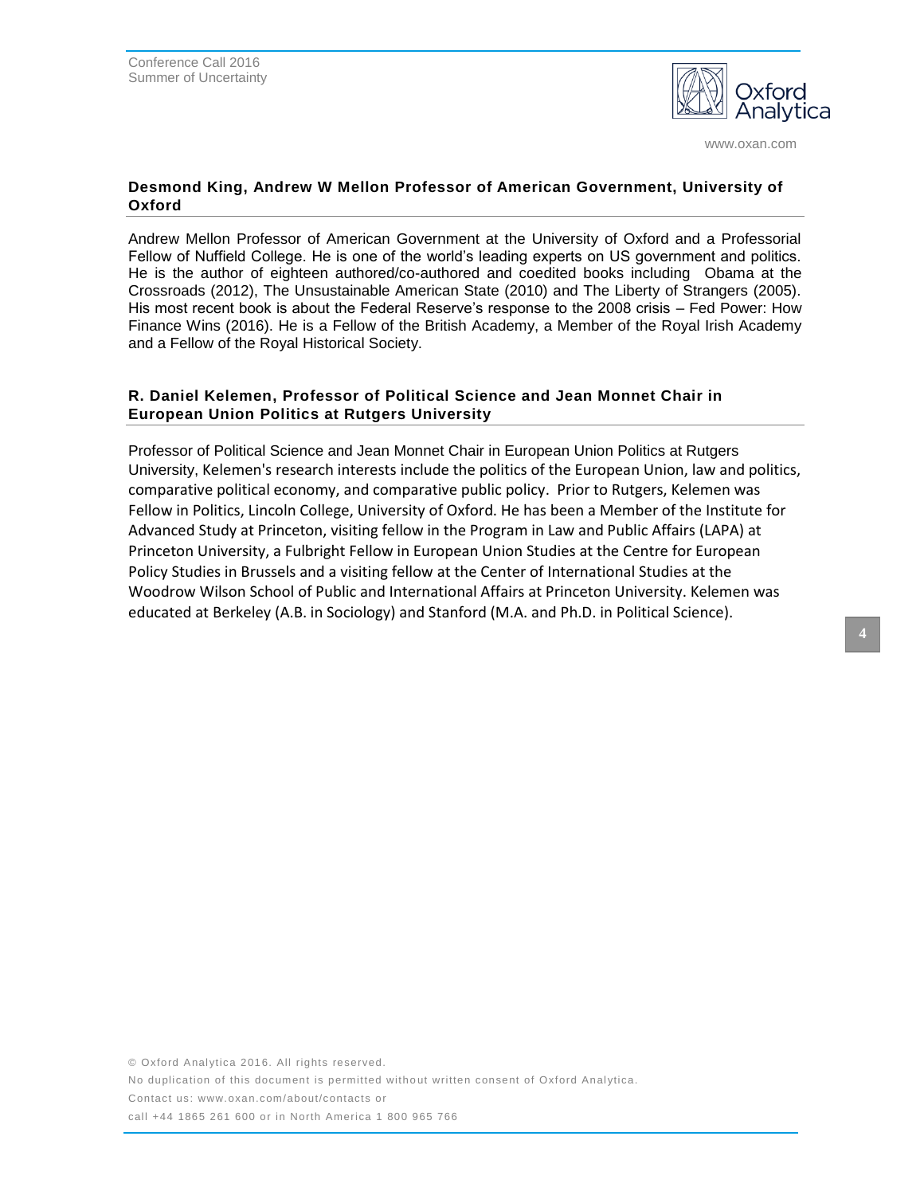### Desmond King, Andrew W Mellon Professor of American Government, University of Oxford

Andrew Mellon Professor of American Government at the University of Oxford and a Professorial Fellow of Nuffield College. He is one of the world's leading experts on US government and politics. He is the author of eighteen authored/co-authored and coedited books including Obama at the Crossroads (2012), The Unsustainable American State (2010) and The Liberty of Strangers (2005). His most recent book is about the Federal Reserve's response to the 2008 crisis – Fed Power: How Finance Wins (2016). He is a Fellow of the British Academy, a Member of the Royal Irish Academy and a Fellow of the Royal Historical Society.

### R. Daniel Kelemen, Professor of Political Science and Jean Monnet Chair in European Union Politics at Rutgers University

Professor of Political Science and Jean Monnet Chair in European Union Politics at Rutgers University, Kelemen's research interests include the politics of the European Union, law and politics, comparative political economy, and comparative public policy. Prior to Rutgers, Kelemen was Fellow in Politics, Lincoln College, University of Oxford. He has been a Member of the Institute for Advanced Study at Princeton, visiting fellow in the Program in Law and Public Affairs (LAPA) at Princeton University, a Fulbright Fellow in European Union Studies at the Centre for European Policy Studies in Brussels and a visiting fellow at the Center of International Studies at the Woodrow Wilson School of Public and International Affairs at Princeton University. Kelemen was educated at Berkeley (A.B. in Sociology) and Stanford (M.A. and Ph.D. in Political Science).